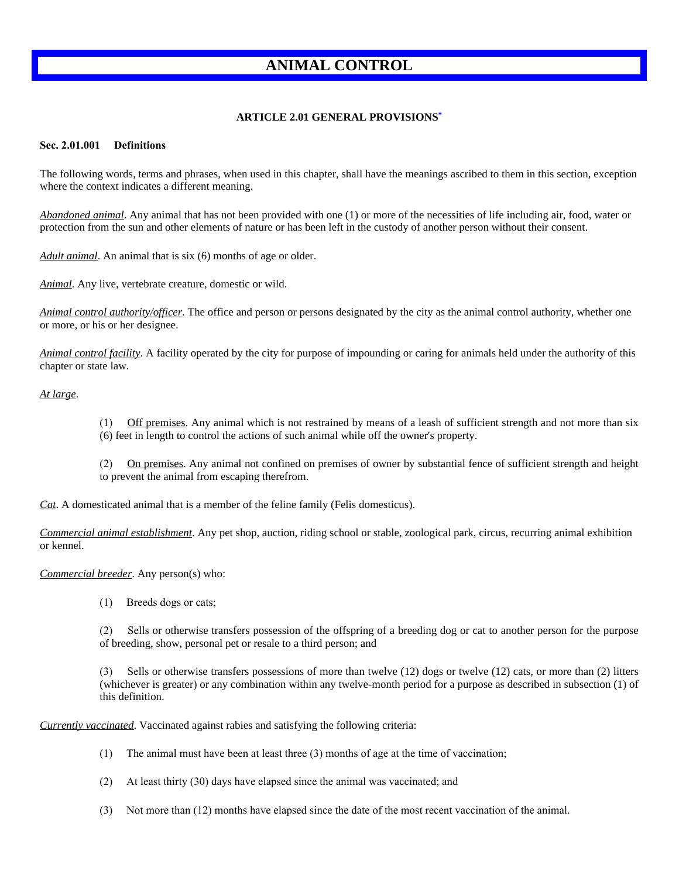# ANIMAL CONTROL

## ARTICLE 2.01 GENERAL PROVISIONS*

### Sec. 2.01.001 Definitions

The following words, terms and phrases, when used in this chapter, shall have the meanings ascribed to them in this section, exception where the context indicates a different meaning.

*Abandoned animal*. Any animal that has not been provided with one (1) or more of the necessities of life including air, food, water or protection from the sun and other elements of nature or has been left in the custody of another person without their consent.

*Adult animal*. An animal that is six (6) months of age or older.

*Animal*. Any live, vertebrate creature, domestic or wild.

*Animal control authority/officer*. The office and person or persons designated by the city as the animal control authority, whether one or more, or his or her designee.

*Animal control facility*. A facility operated by the city for purpose of impounding or caring for animals held under the authority of this chapter or state law.

*At large*.

> (1) Off premises. Any animal which is not restrained by means of a leash of sufficient strength and not more than six (6) feet in length to control the actions of such animal while off the owner's property.
>
> (2) On premises. Any animal not confined on premises of owner by substantial fence of sufficient strength and height to prevent the animal from escaping therefrom.

*Cat*. A domesticated animal that is a member of the feline family (Felis domesticus).

*Commercial animal establishment*. Any pet shop, auction, riding school or stable, zoological park, circus, recurring animal exhibition or kennel.

*Commercial breeder*. Any person(s) who:

> (1) Breeds dogs or cats;
>
> (2) Sells or otherwise transfers possession of the offspring of a breeding dog or cat to another person for the purpose of breeding, show, personal pet or resale to a third person; and
>
> (3) Sells or otherwise transfers possessions of more than twelve (12) dogs or twelve (12) cats, or more than (2) litters (whichever is greater) or any combination within any twelve-month period for a purpose as described in subsection (1) of this definition.

*Currently vaccinated*. Vaccinated against rabies and satisfying the following criteria:

> (1) The animal must have been at least three (3) months of age at the time of vaccination;
>
> (2) At least thirty (30) days have elapsed since the animal was vaccinated; and
>
> (3) Not more than (12) months have elapsed since the date of the most recent vaccination of the animal.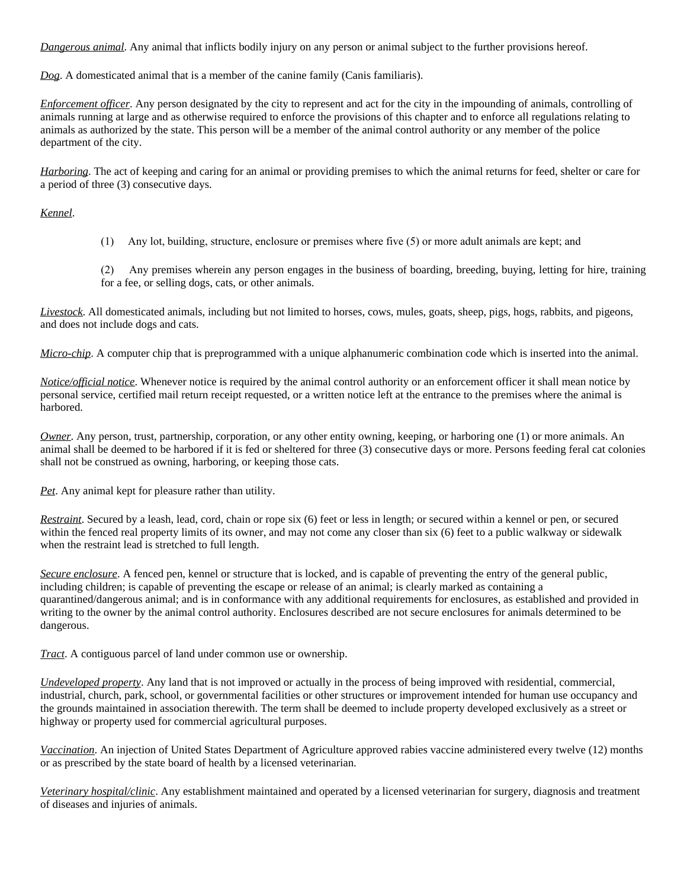*Dangerous animal*. Any animal that inflicts bodily injury on any person or animal subject to the further provisions hereof.

*Dog*. A domesticated animal that is a member of the canine family (Canis familiaris).

*Enforcement officer*. Any person designated by the city to represent and act for the city in the impounding of animals, controlling of animals running at large and as otherwise required to enforce the provisions of this chapter and to enforce all regulations relating to animals as authorized by the state. This person will be a member of the animal control authority or any member of the police department of the city.

*Harboring*. The act of keeping and caring for an animal or providing premises to which the animal returns for feed, shelter or care for a period of three (3) consecutive days.

*Kennel*.

> (1) Any lot, building, structure, enclosure or premises where five (5) or more adult animals are kept; and
>
> (2) Any premises wherein any person engages in the business of boarding, breeding, buying, letting for hire, training for a fee, or selling dogs, cats, or other animals.

*Livestock*. All domesticated animals, including but not limited to horses, cows, mules, goats, sheep, pigs, hogs, rabbits, and pigeons, and does not include dogs and cats.

*Micro-chip*. A computer chip that is preprogrammed with a unique alphanumeric combination code which is inserted into the animal.

*Notice/official notice*. Whenever notice is required by the animal control authority or an enforcement officer it shall mean notice by personal service, certified mail return receipt requested, or a written notice left at the entrance to the premises where the animal is harbored.

*Owner*. Any person, trust, partnership, corporation, or any other entity owning, keeping, or harboring one (1) or more animals. An animal shall be deemed to be harbored if it is fed or sheltered for three (3) consecutive days or more. Persons feeding feral cat colonies shall not be construed as owning, harboring, or keeping those cats.

*Pet*. Any animal kept for pleasure rather than utility.

*Restraint*. Secured by a leash, lead, cord, chain or rope six (6) feet or less in length; or secured within a kennel or pen, or secured within the fenced real property limits of its owner, and may not come any closer than six (6) feet to a public walkway or sidewalk when the restraint lead is stretched to full length.

*Secure enclosure*. A fenced pen, kennel or structure that is locked, and is capable of preventing the entry of the general public, including children; is capable of preventing the escape or release of an animal; is clearly marked as containing a quarantined/dangerous animal; and is in conformance with any additional requirements for enclosures, as established and provided in writing to the owner by the animal control authority. Enclosures described are not secure enclosures for animals determined to be dangerous.

*Tract*. A contiguous parcel of land under common use or ownership.

*Undeveloped property*. Any land that is not improved or actually in the process of being improved with residential, commercial, industrial, church, park, school, or governmental facilities or other structures or improvement intended for human use occupancy and the grounds maintained in association therewith. The term shall be deemed to include property developed exclusively as a street or highway or property used for commercial agricultural purposes.

*Vaccination*. An injection of United States Department of Agriculture approved rabies vaccine administered every twelve (12) months or as prescribed by the state board of health by a licensed veterinarian.

*Veterinary hospital/clinic*. Any establishment maintained and operated by a licensed veterinarian for surgery, diagnosis and treatment of diseases and injuries of animals.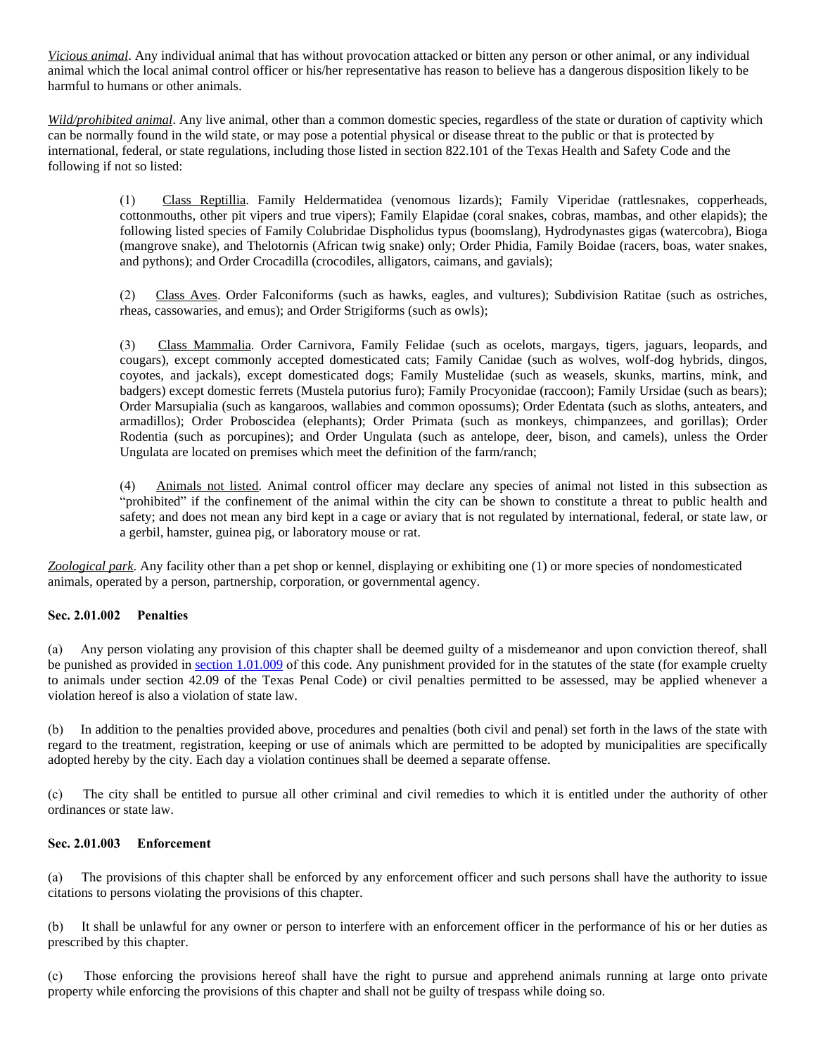*Vicious animal*. Any individual animal that has without provocation attacked or bitten any person or other animal, or any individual animal which the local animal control officer or his/her representative has reason to believe has a dangerous disposition likely to be harmful to humans or other animals.

*Wild/prohibited animal*. Any live animal, other than a common domestic species, regardless of the state or duration of captivity which can be normally found in the wild state, or may pose a potential physical or disease threat to the public or that is protected by international, federal, or state regulations, including those listed in section 822.101 of the Texas Health and Safety Code and the following if not so listed:

(1) Class Reptillia. Family Heldermatidea (venomous lizards); Family Viperidae (rattlesnakes, copperheads, cottonmouths, other pit vipers and true vipers); Family Elapidae (coral snakes, cobras, mambas, and other elapids); the following listed species of Family Colubridae Dispholidus typus (boomslang), Hydrodynastes gigas (watercobra), Bioga (mangrove snake), and Thelotornis (African twig snake) only; Order Phidia, Family Boidae (racers, boas, water snakes, and pythons); and Order Crocadilla (crocodiles, alligators, caimans, and gavials);

(2) Class Aves. Order Falconiforms (such as hawks, eagles, and vultures); Subdivision Ratitae (such as ostriches, rheas, cassowaries, and emus); and Order Strigiforms (such as owls);

(3) Class Mammalia. Order Carnivora, Family Felidae (such as ocelots, margays, tigers, jaguars, leopards, and cougars), except commonly accepted domesticated cats; Family Canidae (such as wolves, wolf-dog hybrids, dingos, coyotes, and jackals), except domesticated dogs; Family Mustelidae (such as weasels, skunks, martins, mink, and badgers) except domestic ferrets (Mustela putorius furo); Family Procyonidae (raccoon); Family Ursidae (such as bears); Order Marsupialia (such as kangaroos, wallabies and common opossums); Order Edentata (such as sloths, anteaters, and armadillos); Order Proboscidea (elephants); Order Primata (such as monkeys, chimpanzees, and gorillas); Order Rodentia (such as porcupines); and Order Ungulata (such as antelope, deer, bison, and camels), unless the Order Ungulata are located on premises which meet the definition of the farm/ranch;

(4) Animals not listed. Animal control officer may declare any species of animal not listed in this subsection as "prohibited" if the confinement of the animal within the city can be shown to constitute a threat to public health and safety; and does not mean any bird kept in a cage or aviary that is not regulated by international, federal, or state law, or a gerbil, hamster, guinea pig, or laboratory mouse or rat.

*Zoological park*. Any facility other than a pet shop or kennel, displaying or exhibiting one (1) or more species of nondomesticated animals, operated by a person, partnership, corporation, or governmental agency.

**Sec. 2.01.002 Penalties**

(a) Any person violating any provision of this chapter shall be deemed guilty of a misdemeanor and upon conviction thereof, shall be punished as provided in section 1.01.009 of this code. Any punishment provided for in the statutes of the state (for example cruelty to animals under section 42.09 of the Texas Penal Code) or civil penalties permitted to be assessed, may be applied whenever a violation hereof is also a violation of state law.

(b) In addition to the penalties provided above, procedures and penalties (both civil and penal) set forth in the laws of the state with regard to the treatment, registration, keeping or use of animals which are permitted to be adopted by municipalities are specifically adopted hereby by the city. Each day a violation continues shall be deemed a separate offense.

(c) The city shall be entitled to pursue all other criminal and civil remedies to which it is entitled under the authority of other ordinances or state law.

**Sec. 2.01.003 Enforcement**

(a) The provisions of this chapter shall be enforced by any enforcement officer and such persons shall have the authority to issue citations to persons violating the provisions of this chapter.

(b) It shall be unlawful for any owner or person to interfere with an enforcement officer in the performance of his or her duties as prescribed by this chapter.

(c) Those enforcing the provisions hereof shall have the right to pursue and apprehend animals running at large onto private property while enforcing the provisions of this chapter and shall not be guilty of trespass while doing so.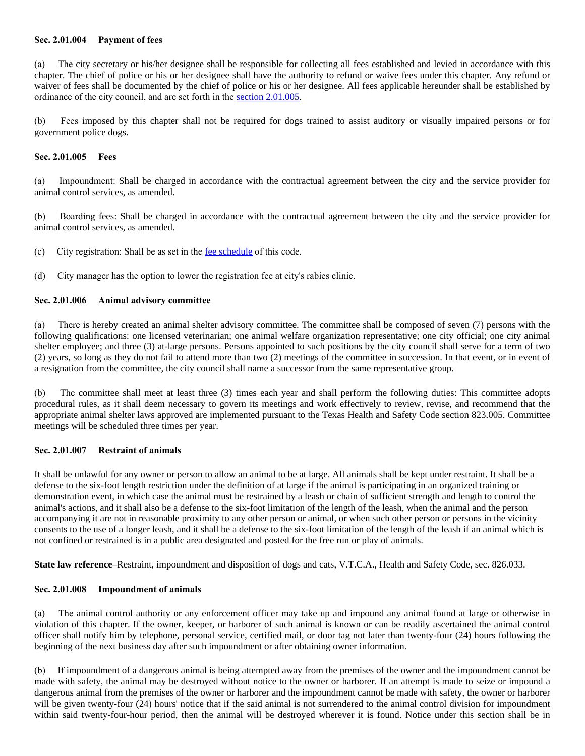### Sec. 2.01.004 Payment of fees

(a) The city secretary or his/her designee shall be responsible for collecting all fees established and levied in accordance with this chapter. The chief of police or his or her designee shall have the authority to refund or waive fees under this chapter. Any refund or waiver of fees shall be documented by the chief of police or his or her designee. All fees applicable hereunder shall be established by ordinance of the city council, and are set forth in the section 2.01.005.

(b) Fees imposed by this chapter shall not be required for dogs trained to assist auditory or visually impaired persons or for government police dogs.

### Sec. 2.01.005 Fees

(a) Impoundment: Shall be charged in accordance with the contractual agreement between the city and the service provider for animal control services, as amended.

(b) Boarding fees: Shall be charged in accordance with the contractual agreement between the city and the service provider for animal control services, as amended.

(c) City registration: Shall be as set in the fee schedule of this code.

(d) City manager has the option to lower the registration fee at city's rabies clinic.

### Sec. 2.01.006 Animal advisory committee

(a) There is hereby created an animal shelter advisory committee. The committee shall be composed of seven (7) persons with the following qualifications: one licensed veterinarian; one animal welfare organization representative; one city official; one city animal shelter employee; and three (3) at-large persons. Persons appointed to such positions by the city council shall serve for a term of two (2) years, so long as they do not fail to attend more than two (2) meetings of the committee in succession. In that event, or in event of a resignation from the committee, the city council shall name a successor from the same representative group.

(b) The committee shall meet at least three (3) times each year and shall perform the following duties: This committee adopts procedural rules, as it shall deem necessary to govern its meetings and work effectively to review, revise, and recommend that the appropriate animal shelter laws approved are implemented pursuant to the Texas Health and Safety Code section 823.005. Committee meetings will be scheduled three times per year.

### Sec. 2.01.007 Restraint of animals

It shall be unlawful for any owner or person to allow an animal to be at large. All animals shall be kept under restraint. It shall be a defense to the six-foot length restriction under the definition of at large if the animal is participating in an organized training or demonstration event, in which case the animal must be restrained by a leash or chain of sufficient strength and length to control the animal's actions, and it shall also be a defense to the six-foot limitation of the length of the leash, when the animal and the person accompanying it are not in reasonable proximity to any other person or animal, or when such other person or persons in the vicinity consents to the use of a longer leash, and it shall be a defense to the six-foot limitation of the length of the leash if an animal which is not confined or restrained is in a public area designated and posted for the free run or play of animals.

**State law reference**–Restraint, impoundment and disposition of dogs and cats, V.T.C.A., Health and Safety Code, sec. 826.033.

### Sec. 2.01.008 Impoundment of animals

(a) The animal control authority or any enforcement officer may take up and impound any animal found at large or otherwise in violation of this chapter. If the owner, keeper, or harborer of such animal is known or can be readily ascertained the animal control officer shall notify him by telephone, personal service, certified mail, or door tag not later than twenty-four (24) hours following the beginning of the next business day after such impoundment or after obtaining owner information.

(b) If impoundment of a dangerous animal is being attempted away from the premises of the owner and the impoundment cannot be made with safety, the animal may be destroyed without notice to the owner or harborer. If an attempt is made to seize or impound a dangerous animal from the premises of the owner or harborer and the impoundment cannot be made with safety, the owner or harborer will be given twenty-four (24) hours' notice that if the said animal is not surrendered to the animal control division for impoundment within said twenty-four-hour period, then the animal will be destroyed wherever it is found. Notice under this section shall be in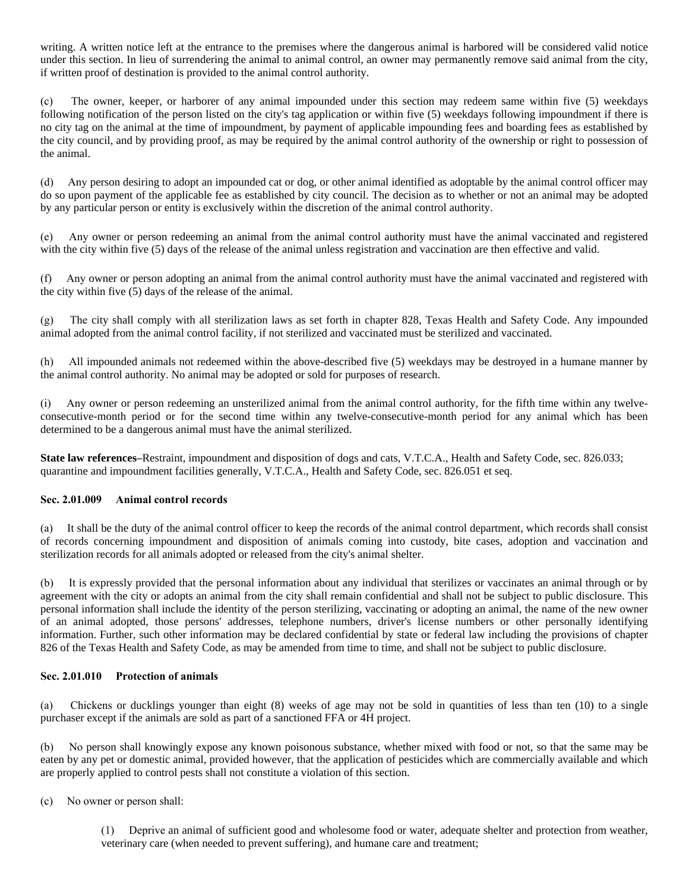writing. A written notice left at the entrance to the premises where the dangerous animal is harbored will be considered valid notice under this section. In lieu of surrendering the animal to animal control, an owner may permanently remove said animal from the city, if written proof of destination is provided to the animal control authority.

(c) The owner, keeper, or harborer of any animal impounded under this section may redeem same within five (5) weekdays following notification of the person listed on the city's tag application or within five (5) weekdays following impoundment if there is no city tag on the animal at the time of impoundment, by payment of applicable impounding fees and boarding fees as established by the city council, and by providing proof, as may be required by the animal control authority of the ownership or right to possession of the animal.

(d) Any person desiring to adopt an impounded cat or dog, or other animal identified as adoptable by the animal control officer may do so upon payment of the applicable fee as established by city council. The decision as to whether or not an animal may be adopted by any particular person or entity is exclusively within the discretion of the animal control authority.

(e) Any owner or person redeeming an animal from the animal control authority must have the animal vaccinated and registered with the city within five (5) days of the release of the animal unless registration and vaccination are then effective and valid.

(f) Any owner or person adopting an animal from the animal control authority must have the animal vaccinated and registered with the city within five (5) days of the release of the animal.

(g) The city shall comply with all sterilization laws as set forth in chapter 828, Texas Health and Safety Code. Any impounded animal adopted from the animal control facility, if not sterilized and vaccinated must be sterilized and vaccinated.

(h) All impounded animals not redeemed within the above-described five (5) weekdays may be destroyed in a humane manner by the animal control authority. No animal may be adopted or sold for purposes of research.

(i) Any owner or person redeeming an unsterilized animal from the animal control authority, for the fifth time within any twelve-consecutive-month period or for the second time within any twelve-consecutive-month period for any animal which has been determined to be a dangerous animal must have the animal sterilized.

**State law references**–Restraint, impoundment and disposition of dogs and cats, V.T.C.A., Health and Safety Code, sec. 826.033; quarantine and impoundment facilities generally, V.T.C.A., Health and Safety Code, sec. 826.051 et seq.

**Sec. 2.01.009 Animal control records**

(a) It shall be the duty of the animal control officer to keep the records of the animal control department, which records shall consist of records concerning impoundment and disposition of animals coming into custody, bite cases, adoption and vaccination and sterilization records for all animals adopted or released from the city's animal shelter.

(b) It is expressly provided that the personal information about any individual that sterilizes or vaccinates an animal through or by agreement with the city or adopts an animal from the city shall remain confidential and shall not be subject to public disclosure. This personal information shall include the identity of the person sterilizing, vaccinating or adopting an animal, the name of the new owner of an animal adopted, those persons' addresses, telephone numbers, driver's license numbers or other personally identifying information. Further, such other information may be declared confidential by state or federal law including the provisions of chapter 826 of the Texas Health and Safety Code, as may be amended from time to time, and shall not be subject to public disclosure.

**Sec. 2.01.010 Protection of animals**

(a) Chickens or ducklings younger than eight (8) weeks of age may not be sold in quantities of less than ten (10) to a single purchaser except if the animals are sold as part of a sanctioned FFA or 4H project.

(b) No person shall knowingly expose any known poisonous substance, whether mixed with food or not, so that the same may be eaten by any pet or domestic animal, provided however, that the application of pesticides which are commercially available and which are properly applied to control pests shall not constitute a violation of this section.

(c) No owner or person shall:

> (1) Deprive an animal of sufficient good and wholesome food or water, adequate shelter and protection from weather, veterinary care (when needed to prevent suffering), and humane care and treatment;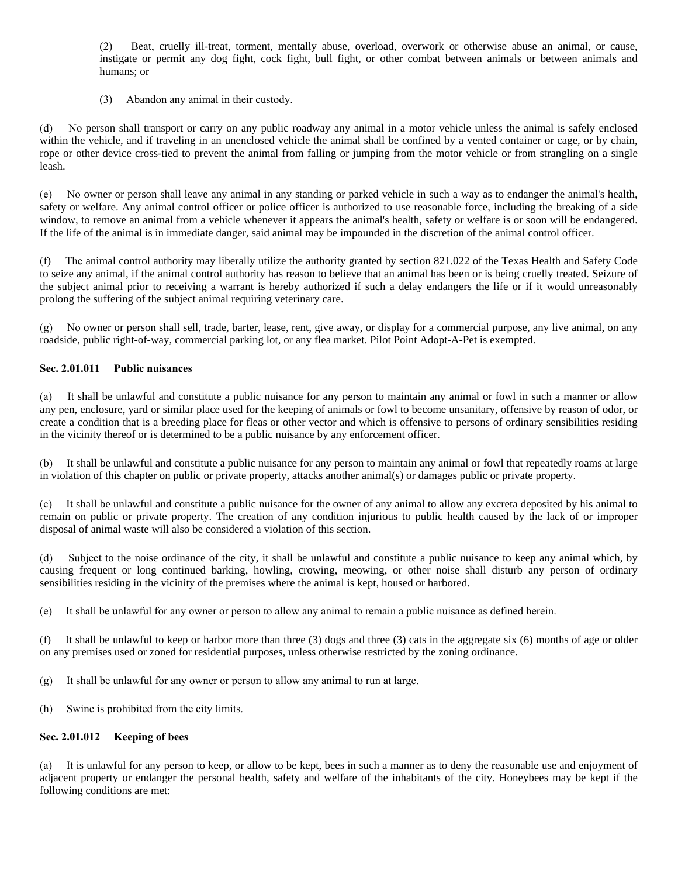(2) Beat, cruelly ill-treat, torment, mentally abuse, overload, overwork or otherwise abuse an animal, or cause, instigate or permit any dog fight, cock fight, bull fight, or other combat between animals or between animals and humans; or

(3) Abandon any animal in their custody.

(d) No person shall transport or carry on any public roadway any animal in a motor vehicle unless the animal is safely enclosed within the vehicle, and if traveling in an unenclosed vehicle the animal shall be confined by a vented container or cage, or by chain, rope or other device cross-tied to prevent the animal from falling or jumping from the motor vehicle or from strangling on a single leash.

(e) No owner or person shall leave any animal in any standing or parked vehicle in such a way as to endanger the animal's health, safety or welfare. Any animal control officer or police officer is authorized to use reasonable force, including the breaking of a side window, to remove an animal from a vehicle whenever it appears the animal's health, safety or welfare is or soon will be endangered. If the life of the animal is in immediate danger, said animal may be impounded in the discretion of the animal control officer.

(f) The animal control authority may liberally utilize the authority granted by section 821.022 of the Texas Health and Safety Code to seize any animal, if the animal control authority has reason to believe that an animal has been or is being cruelly treated. Seizure of the subject animal prior to receiving a warrant is hereby authorized if such a delay endangers the life or if it would unreasonably prolong the suffering of the subject animal requiring veterinary care.

(g) No owner or person shall sell, trade, barter, lease, rent, give away, or display for a commercial purpose, any live animal, on any roadside, public right-of-way, commercial parking lot, or any flea market. Pilot Point Adopt-A-Pet is exempted.

**Sec. 2.01.011 Public nuisances**

(a) It shall be unlawful and constitute a public nuisance for any person to maintain any animal or fowl in such a manner or allow any pen, enclosure, yard or similar place used for the keeping of animals or fowl to become unsanitary, offensive by reason of odor, or create a condition that is a breeding place for fleas or other vector and which is offensive to persons of ordinary sensibilities residing in the vicinity thereof or is determined to be a public nuisance by any enforcement officer.

(b) It shall be unlawful and constitute a public nuisance for any person to maintain any animal or fowl that repeatedly roams at large in violation of this chapter on public or private property, attacks another animal(s) or damages public or private property.

(c) It shall be unlawful and constitute a public nuisance for the owner of any animal to allow any excreta deposited by his animal to remain on public or private property. The creation of any condition injurious to public health caused by the lack of or improper disposal of animal waste will also be considered a violation of this section.

(d) Subject to the noise ordinance of the city, it shall be unlawful and constitute a public nuisance to keep any animal which, by causing frequent or long continued barking, howling, crowing, meowing, or other noise shall disturb any person of ordinary sensibilities residing in the vicinity of the premises where the animal is kept, housed or harbored.

(e) It shall be unlawful for any owner or person to allow any animal to remain a public nuisance as defined herein.

(f) It shall be unlawful to keep or harbor more than three (3) dogs and three (3) cats in the aggregate six (6) months of age or older on any premises used or zoned for residential purposes, unless otherwise restricted by the zoning ordinance.

(g) It shall be unlawful for any owner or person to allow any animal to run at large.

(h) Swine is prohibited from the city limits.

**Sec. 2.01.012 Keeping of bees**

(a) It is unlawful for any person to keep, or allow to be kept, bees in such a manner as to deny the reasonable use and enjoyment of adjacent property or endanger the personal health, safety and welfare of the inhabitants of the city. Honeybees may be kept if the following conditions are met: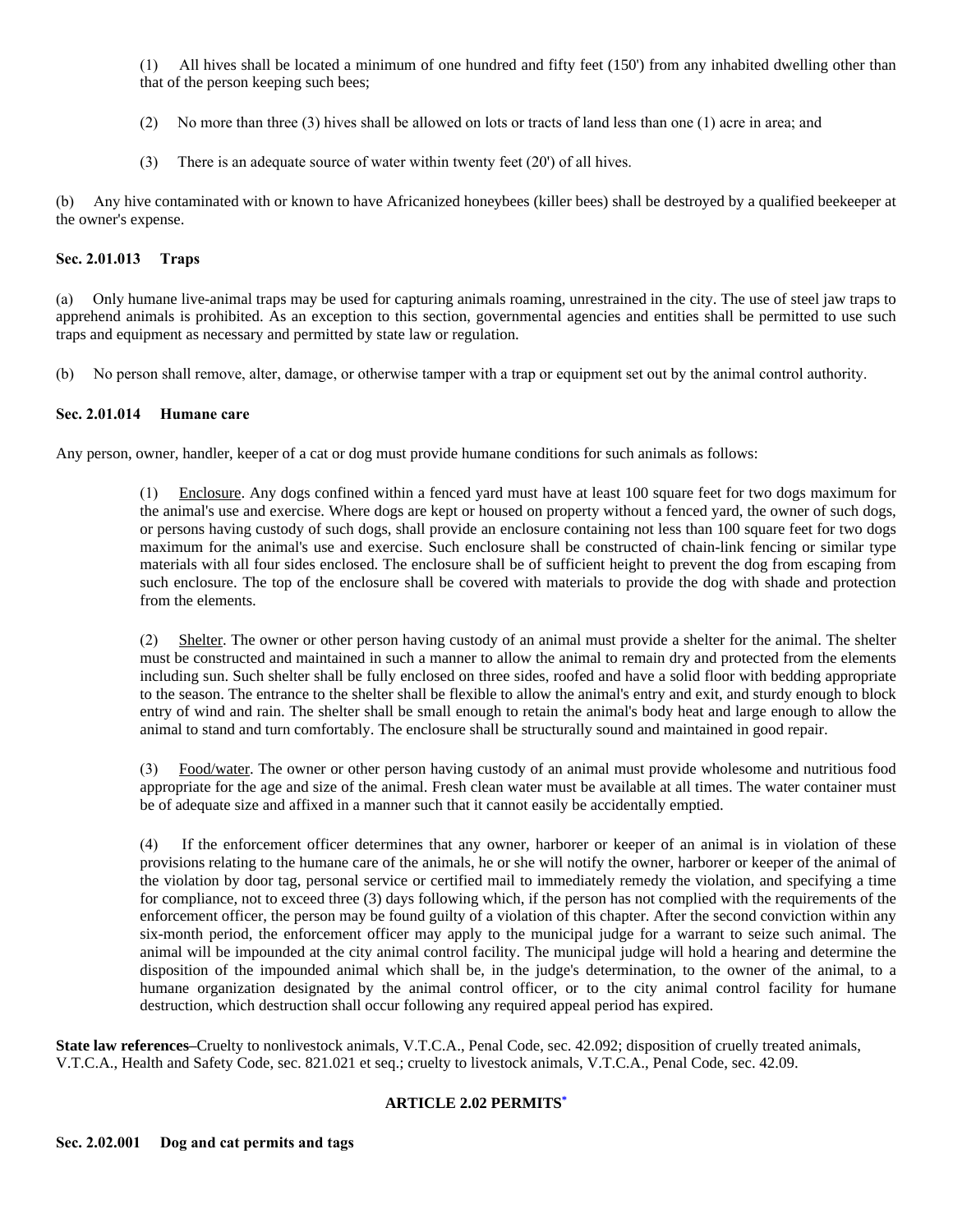(1) All hives shall be located a minimum of one hundred and fifty feet (150') from any inhabited dwelling other than that of the person keeping such bees;

(2) No more than three (3) hives shall be allowed on lots or tracts of land less than one (1) acre in area; and

(3) There is an adequate source of water within twenty feet (20') of all hives.

(b) Any hive contaminated with or known to have Africanized honeybees (killer bees) shall be destroyed by a qualified beekeeper at the owner's expense.

**Sec. 2.01.013 Traps**

(a) Only humane live-animal traps may be used for capturing animals roaming, unrestrained in the city. The use of steel jaw traps to apprehend animals is prohibited. As an exception to this section, governmental agencies and entities shall be permitted to use such traps and equipment as necessary and permitted by state law or regulation.

(b) No person shall remove, alter, damage, or otherwise tamper with a trap or equipment set out by the animal control authority.

**Sec. 2.01.014 Humane care**

Any person, owner, handler, keeper of a cat or dog must provide humane conditions for such animals as follows:

(1) Enclosure. Any dogs confined within a fenced yard must have at least 100 square feet for two dogs maximum for the animal's use and exercise. Where dogs are kept or housed on property without a fenced yard, the owner of such dogs, or persons having custody of such dogs, shall provide an enclosure containing not less than 100 square feet for two dogs maximum for the animal's use and exercise. Such enclosure shall be constructed of chain-link fencing or similar type materials with all four sides enclosed. The enclosure shall be of sufficient height to prevent the dog from escaping from such enclosure. The top of the enclosure shall be covered with materials to provide the dog with shade and protection from the elements.

(2) Shelter. The owner or other person having custody of an animal must provide a shelter for the animal. The shelter must be constructed and maintained in such a manner to allow the animal to remain dry and protected from the elements including sun. Such shelter shall be fully enclosed on three sides, roofed and have a solid floor with bedding appropriate to the season. The entrance to the shelter shall be flexible to allow the animal's entry and exit, and sturdy enough to block entry of wind and rain. The shelter shall be small enough to retain the animal's body heat and large enough to allow the animal to stand and turn comfortably. The enclosure shall be structurally sound and maintained in good repair.

(3) Food/water. The owner or other person having custody of an animal must provide wholesome and nutritious food appropriate for the age and size of the animal. Fresh clean water must be available at all times. The water container must be of adequate size and affixed in a manner such that it cannot easily be accidentally emptied.

(4) If the enforcement officer determines that any owner, harborer or keeper of an animal is in violation of these provisions relating to the humane care of the animals, he or she will notify the owner, harborer or keeper of the animal of the violation by door tag, personal service or certified mail to immediately remedy the violation, and specifying a time for compliance, not to exceed three (3) days following which, if the person has not complied with the requirements of the enforcement officer, the person may be found guilty of a violation of this chapter. After the second conviction within any six-month period, the enforcement officer may apply to the municipal judge for a warrant to seize such animal. The animal will be impounded at the city animal control facility. The municipal judge will hold a hearing and determine the disposition of the impounded animal which shall be, in the judge's determination, to the owner of the animal, to a humane organization designated by the animal control officer, or to the city animal control facility for humane destruction, which destruction shall occur following any required appeal period has expired.

**State law references**–Cruelty to nonlivestock animals, V.T.C.A., Penal Code, sec. 42.092; disposition of cruelly treated animals, V.T.C.A., Health and Safety Code, sec. 821.021 et seq.; cruelty to livestock animals, V.T.C.A., Penal Code, sec. 42.09.

## ARTICLE 2.02 PERMITS*

**Sec. 2.02.001 Dog and cat permits and tags**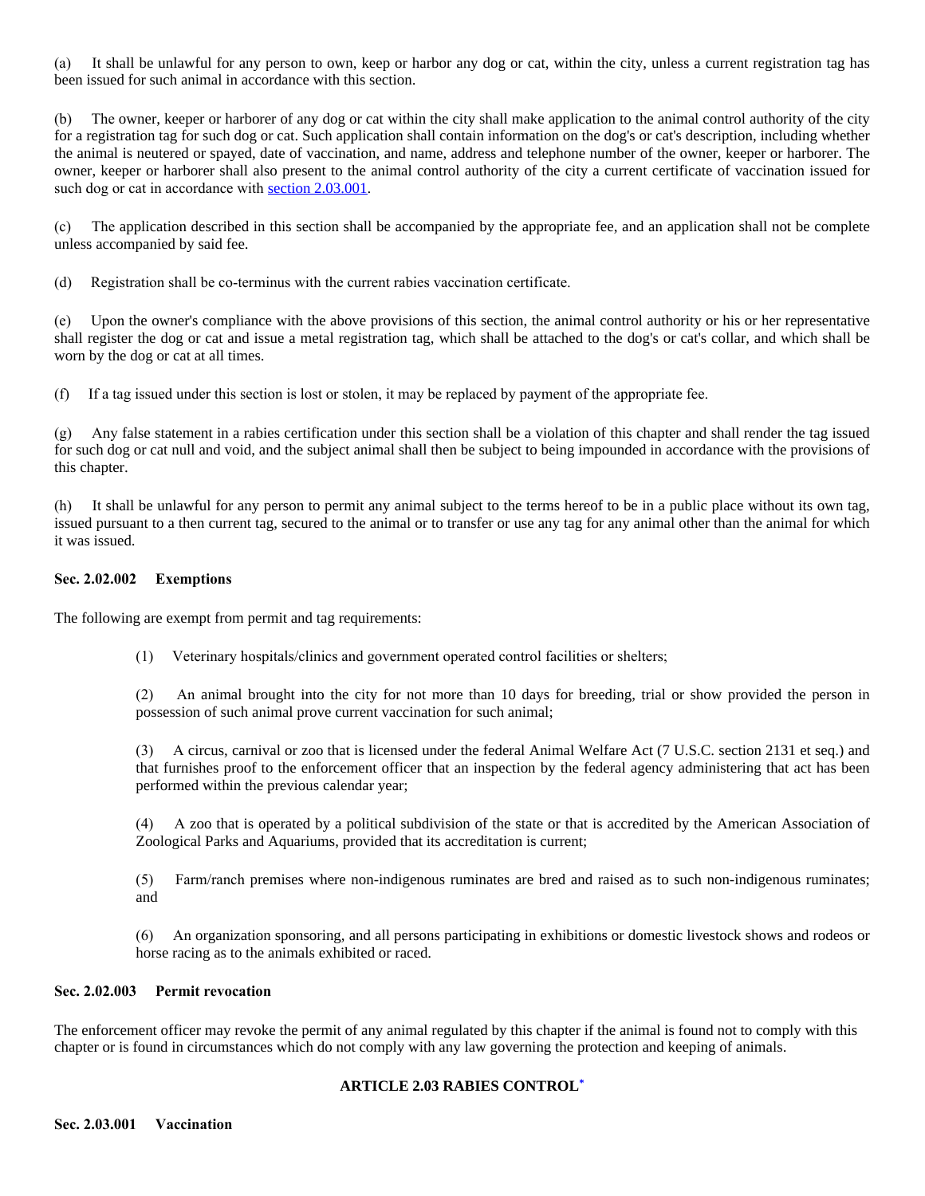(a) It shall be unlawful for any person to own, keep or harbor any dog or cat, within the city, unless a current registration tag has been issued for such animal in accordance with this section.

(b) The owner, keeper or harborer of any dog or cat within the city shall make application to the animal control authority of the city for a registration tag for such dog or cat. Such application shall contain information on the dog's or cat's description, including whether the animal is neutered or spayed, date of vaccination, and name, address and telephone number of the owner, keeper or harborer. The owner, keeper or harborer shall also present to the animal control authority of the city a current certificate of vaccination issued for such dog or cat in accordance with section 2.03.001.

(c) The application described in this section shall be accompanied by the appropriate fee, and an application shall not be complete unless accompanied by said fee.

(d) Registration shall be co-terminus with the current rabies vaccination certificate.

(e) Upon the owner's compliance with the above provisions of this section, the animal control authority or his or her representative shall register the dog or cat and issue a metal registration tag, which shall be attached to the dog's or cat's collar, and which shall be worn by the dog or cat at all times.

(f) If a tag issued under this section is lost or stolen, it may be replaced by payment of the appropriate fee.

(g) Any false statement in a rabies certification under this section shall be a violation of this chapter and shall render the tag issued for such dog or cat null and void, and the subject animal shall then be subject to being impounded in accordance with the provisions of this chapter.

(h) It shall be unlawful for any person to permit any animal subject to the terms hereof to be in a public place without its own tag, issued pursuant to a then current tag, secured to the animal or to transfer or use any tag for any animal other than the animal for which it was issued.

**Sec. 2.02.002 Exemptions**

The following are exempt from permit and tag requirements:

(1) Veterinary hospitals/clinics and government operated control facilities or shelters;

(2) An animal brought into the city for not more than 10 days for breeding, trial or show provided the person in possession of such animal prove current vaccination for such animal;

(3) A circus, carnival or zoo that is licensed under the federal Animal Welfare Act (7 U.S.C. section 2131 et seq.) and that furnishes proof to the enforcement officer that an inspection by the federal agency administering that act has been performed within the previous calendar year;

(4) A zoo that is operated by a political subdivision of the state or that is accredited by the American Association of Zoological Parks and Aquariums, provided that its accreditation is current;

(5) Farm/ranch premises where non-indigenous ruminates are bred and raised as to such non-indigenous ruminates; and

(6) An organization sponsoring, and all persons participating in exhibitions or domestic livestock shows and rodeos or horse racing as to the animals exhibited or raced.

**Sec. 2.02.003 Permit revocation**

The enforcement officer may revoke the permit of any animal regulated by this chapter if the animal is found not to comply with this chapter or is found in circumstances which do not comply with any law governing the protection and keeping of animals.

## ARTICLE 2.03 RABIES CONTROL*

**Sec. 2.03.001 Vaccination**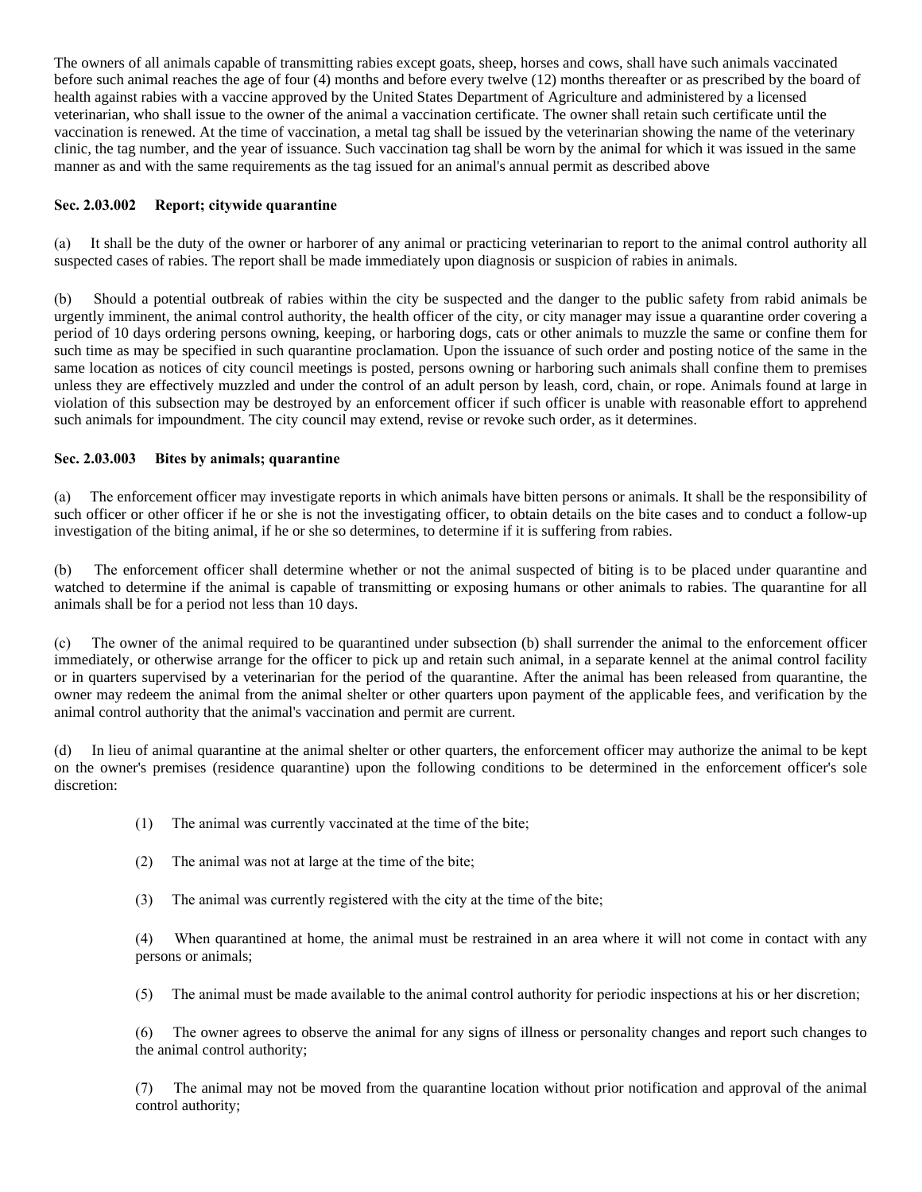The owners of all animals capable of transmitting rabies except goats, sheep, horses and cows, shall have such animals vaccinated before such animal reaches the age of four (4) months and before every twelve (12) months thereafter or as prescribed by the board of health against rabies with a vaccine approved by the United States Department of Agriculture and administered by a licensed veterinarian, who shall issue to the owner of the animal a vaccination certificate. The owner shall retain such certificate until the vaccination is renewed. At the time of vaccination, a metal tag shall be issued by the veterinarian showing the name of the veterinary clinic, the tag number, and the year of issuance. Such vaccination tag shall be worn by the animal for which it was issued in the same manner as and with the same requirements as the tag issued for an animal's annual permit as described above

**Sec. 2.03.002 Report; citywide quarantine**

(a) It shall be the duty of the owner or harborer of any animal or practicing veterinarian to report to the animal control authority all suspected cases of rabies. The report shall be made immediately upon diagnosis or suspicion of rabies in animals.

(b) Should a potential outbreak of rabies within the city be suspected and the danger to the public safety from rabid animals be urgently imminent, the animal control authority, the health officer of the city, or city manager may issue a quarantine order covering a period of 10 days ordering persons owning, keeping, or harboring dogs, cats or other animals to muzzle the same or confine them for such time as may be specified in such quarantine proclamation. Upon the issuance of such order and posting notice of the same in the same location as notices of city council meetings is posted, persons owning or harboring such animals shall confine them to premises unless they are effectively muzzled and under the control of an adult person by leash, cord, chain, or rope. Animals found at large in violation of this subsection may be destroyed by an enforcement officer if such officer is unable with reasonable effort to apprehend such animals for impoundment. The city council may extend, revise or revoke such order, as it determines.

**Sec. 2.03.003 Bites by animals; quarantine**

(a) The enforcement officer may investigate reports in which animals have bitten persons or animals. It shall be the responsibility of such officer or other officer if he or she is not the investigating officer, to obtain details on the bite cases and to conduct a follow-up investigation of the biting animal, if he or she so determines, to determine if it is suffering from rabies.

(b) The enforcement officer shall determine whether or not the animal suspected of biting is to be placed under quarantine and watched to determine if the animal is capable of transmitting or exposing humans or other animals to rabies. The quarantine for all animals shall be for a period not less than 10 days.

(c) The owner of the animal required to be quarantined under subsection (b) shall surrender the animal to the enforcement officer immediately, or otherwise arrange for the officer to pick up and retain such animal, in a separate kennel at the animal control facility or in quarters supervised by a veterinarian for the period of the quarantine. After the animal has been released from quarantine, the owner may redeem the animal from the animal shelter or other quarters upon payment of the applicable fees, and verification by the animal control authority that the animal's vaccination and permit are current.

(d) In lieu of animal quarantine at the animal shelter or other quarters, the enforcement officer may authorize the animal to be kept on the owner's premises (residence quarantine) upon the following conditions to be determined in the enforcement officer's sole discretion:

(1) The animal was currently vaccinated at the time of the bite;

(2) The animal was not at large at the time of the bite;

(3) The animal was currently registered with the city at the time of the bite;

(4) When quarantined at home, the animal must be restrained in an area where it will not come in contact with any persons or animals;

(5) The animal must be made available to the animal control authority for periodic inspections at his or her discretion;

(6) The owner agrees to observe the animal for any signs of illness or personality changes and report such changes to the animal control authority;

(7) The animal may not be moved from the quarantine location without prior notification and approval of the animal control authority;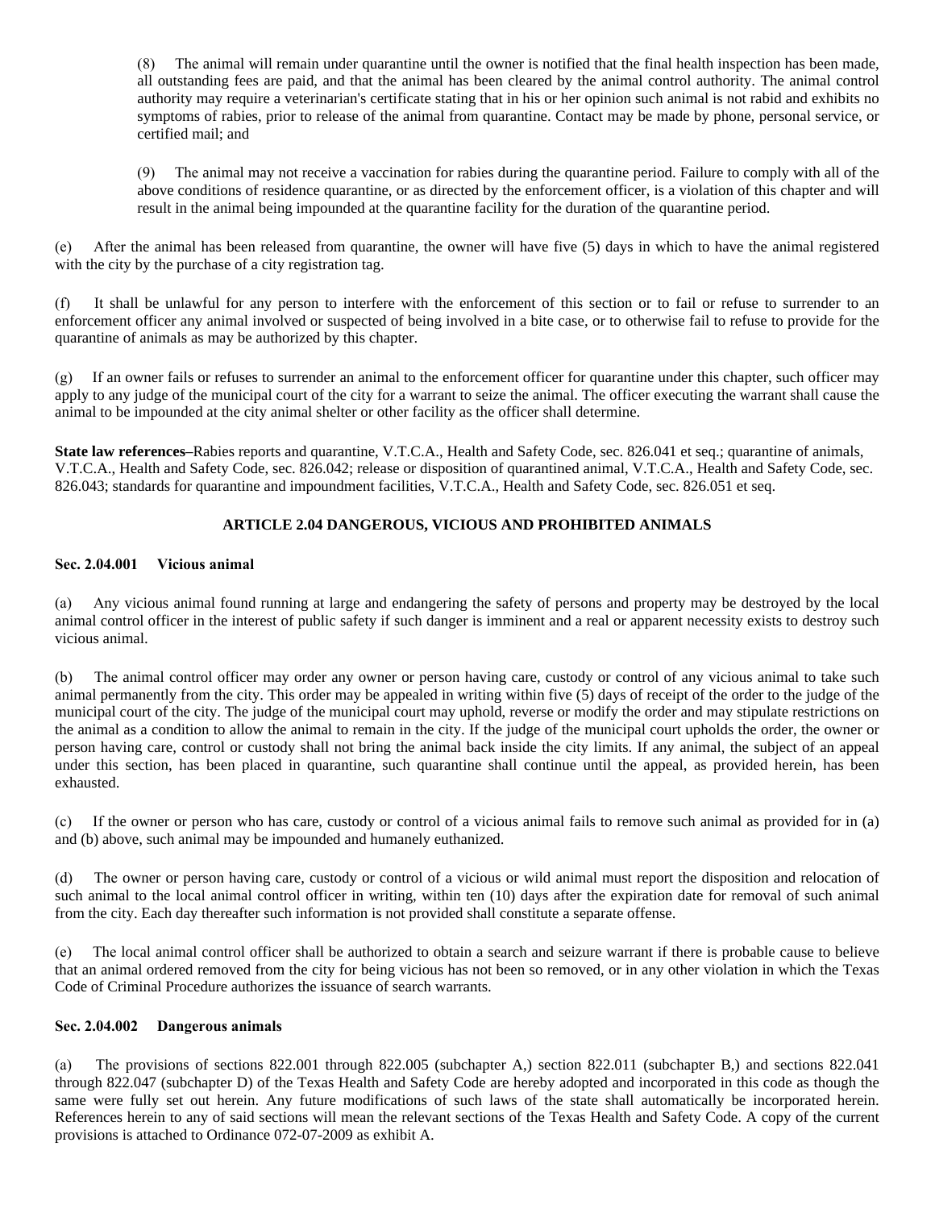(8) The animal will remain under quarantine until the owner is notified that the final health inspection has been made, all outstanding fees are paid, and that the animal has been cleared by the animal control authority. The animal control authority may require a veterinarian's certificate stating that in his or her opinion such animal is not rabid and exhibits no symptoms of rabies, prior to release of the animal from quarantine. Contact may be made by phone, personal service, or certified mail; and

(9) The animal may not receive a vaccination for rabies during the quarantine period. Failure to comply with all of the above conditions of residence quarantine, or as directed by the enforcement officer, is a violation of this chapter and will result in the animal being impounded at the quarantine facility for the duration of the quarantine period.

(e) After the animal has been released from quarantine, the owner will have five (5) days in which to have the animal registered with the city by the purchase of a city registration tag.

(f) It shall be unlawful for any person to interfere with the enforcement of this section or to fail or refuse to surrender to an enforcement officer any animal involved or suspected of being involved in a bite case, or to otherwise fail to refuse to provide for the quarantine of animals as may be authorized by this chapter.

(g) If an owner fails or refuses to surrender an animal to the enforcement officer for quarantine under this chapter, such officer may apply to any judge of the municipal court of the city for a warrant to seize the animal. The officer executing the warrant shall cause the animal to be impounded at the city animal shelter or other facility as the officer shall determine.

**State law references**–Rabies reports and quarantine, V.T.C.A., Health and Safety Code, sec. 826.041 et seq.; quarantine of animals, V.T.C.A., Health and Safety Code, sec. 826.042; release or disposition of quarantined animal, V.T.C.A., Health and Safety Code, sec. 826.043; standards for quarantine and impoundment facilities, V.T.C.A., Health and Safety Code, sec. 826.051 et seq.

## ARTICLE 2.04 DANGEROUS, VICIOUS AND PROHIBITED ANIMALS

### Sec. 2.04.001 Vicious animal

(a) Any vicious animal found running at large and endangering the safety of persons and property may be destroyed by the local animal control officer in the interest of public safety if such danger is imminent and a real or apparent necessity exists to destroy such vicious animal.

(b) The animal control officer may order any owner or person having care, custody or control of any vicious animal to take such animal permanently from the city. This order may be appealed in writing within five (5) days of receipt of the order to the judge of the municipal court of the city. The judge of the municipal court may uphold, reverse or modify the order and may stipulate restrictions on the animal as a condition to allow the animal to remain in the city. If the judge of the municipal court upholds the order, the owner or person having care, control or custody shall not bring the animal back inside the city limits. If any animal, the subject of an appeal under this section, has been placed in quarantine, such quarantine shall continue until the appeal, as provided herein, has been exhausted.

(c) If the owner or person who has care, custody or control of a vicious animal fails to remove such animal as provided for in (a) and (b) above, such animal may be impounded and humanely euthanized.

(d) The owner or person having care, custody or control of a vicious or wild animal must report the disposition and relocation of such animal to the local animal control officer in writing, within ten (10) days after the expiration date for removal of such animal from the city. Each day thereafter such information is not provided shall constitute a separate offense.

(e) The local animal control officer shall be authorized to obtain a search and seizure warrant if there is probable cause to believe that an animal ordered removed from the city for being vicious has not been so removed, or in any other violation in which the Texas Code of Criminal Procedure authorizes the issuance of search warrants.

### Sec. 2.04.002 Dangerous animals

(a) The provisions of sections 822.001 through 822.005 (subchapter A,) section 822.011 (subchapter B,) and sections 822.041 through 822.047 (subchapter D) of the Texas Health and Safety Code are hereby adopted and incorporated in this code as though the same were fully set out herein. Any future modifications of such laws of the state shall automatically be incorporated herein. References herein to any of said sections will mean the relevant sections of the Texas Health and Safety Code. A copy of the current provisions is attached to Ordinance 072-07-2009 as exhibit A.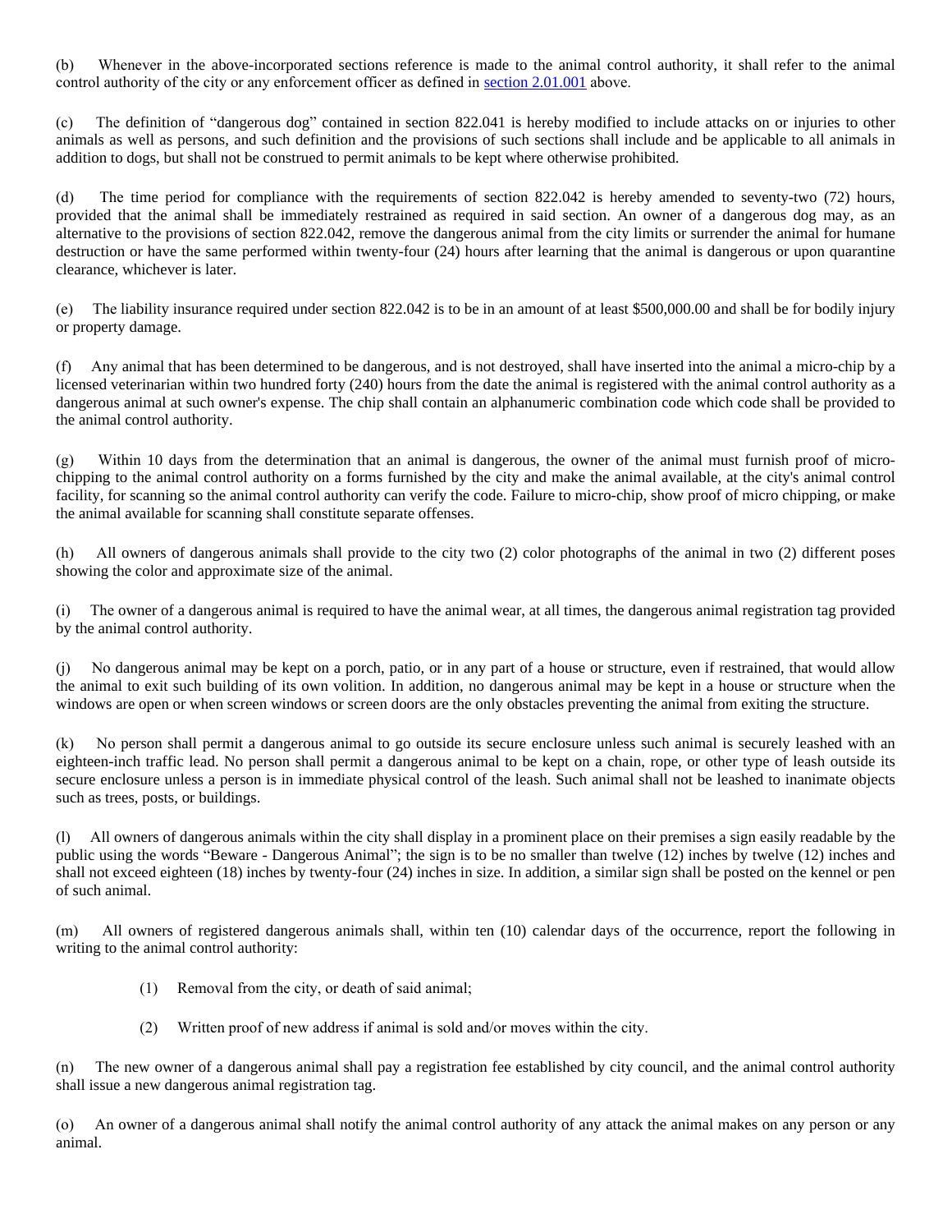(b) Whenever in the above-incorporated sections reference is made to the animal control authority, it shall refer to the animal control authority of the city or any enforcement officer as defined in section 2.01.001 above.

(c) The definition of "dangerous dog" contained in section 822.041 is hereby modified to include attacks on or injuries to other animals as well as persons, and such definition and the provisions of such sections shall include and be applicable to all animals in addition to dogs, but shall not be construed to permit animals to be kept where otherwise prohibited.

(d) The time period for compliance with the requirements of section 822.042 is hereby amended to seventy-two (72) hours, provided that the animal shall be immediately restrained as required in said section. An owner of a dangerous dog may, as an alternative to the provisions of section 822.042, remove the dangerous animal from the city limits or surrender the animal for humane destruction or have the same performed within twenty-four (24) hours after learning that the animal is dangerous or upon quarantine clearance, whichever is later.

(e) The liability insurance required under section 822.042 is to be in an amount of at least $500,000.00 and shall be for bodily injury or property damage.

(f) Any animal that has been determined to be dangerous, and is not destroyed, shall have inserted into the animal a micro-chip by a licensed veterinarian within two hundred forty (240) hours from the date the animal is registered with the animal control authority as a dangerous animal at such owner's expense. The chip shall contain an alphanumeric combination code which code shall be provided to the animal control authority.

(g) Within 10 days from the determination that an animal is dangerous, the owner of the animal must furnish proof of micro-chipping to the animal control authority on a forms furnished by the city and make the animal available, at the city's animal control facility, for scanning so the animal control authority can verify the code. Failure to micro-chip, show proof of micro chipping, or make the animal available for scanning shall constitute separate offenses.

(h) All owners of dangerous animals shall provide to the city two (2) color photographs of the animal in two (2) different poses showing the color and approximate size of the animal.

(i) The owner of a dangerous animal is required to have the animal wear, at all times, the dangerous animal registration tag provided by the animal control authority.

(j) No dangerous animal may be kept on a porch, patio, or in any part of a house or structure, even if restrained, that would allow the animal to exit such building of its own volition. In addition, no dangerous animal may be kept in a house or structure when the windows are open or when screen windows or screen doors are the only obstacles preventing the animal from exiting the structure.

(k) No person shall permit a dangerous animal to go outside its secure enclosure unless such animal is securely leashed with an eighteen-inch traffic lead. No person shall permit a dangerous animal to be kept on a chain, rope, or other type of leash outside its secure enclosure unless a person is in immediate physical control of the leash. Such animal shall not be leashed to inanimate objects such as trees, posts, or buildings.

(l) All owners of dangerous animals within the city shall display in a prominent place on their premises a sign easily readable by the public using the words "Beware - Dangerous Animal"; the sign is to be no smaller than twelve (12) inches by twelve (12) inches and shall not exceed eighteen (18) inches by twenty-four (24) inches in size. In addition, a similar sign shall be posted on the kennel or pen of such animal.

(m) All owners of registered dangerous animals shall, within ten (10) calendar days of the occurrence, report the following in writing to the animal control authority:

(1) Removal from the city, or death of said animal;

(2) Written proof of new address if animal is sold and/or moves within the city.

(n) The new owner of a dangerous animal shall pay a registration fee established by city council, and the animal control authority shall issue a new dangerous animal registration tag.

(o) An owner of a dangerous animal shall notify the animal control authority of any attack the animal makes on any person or any animal.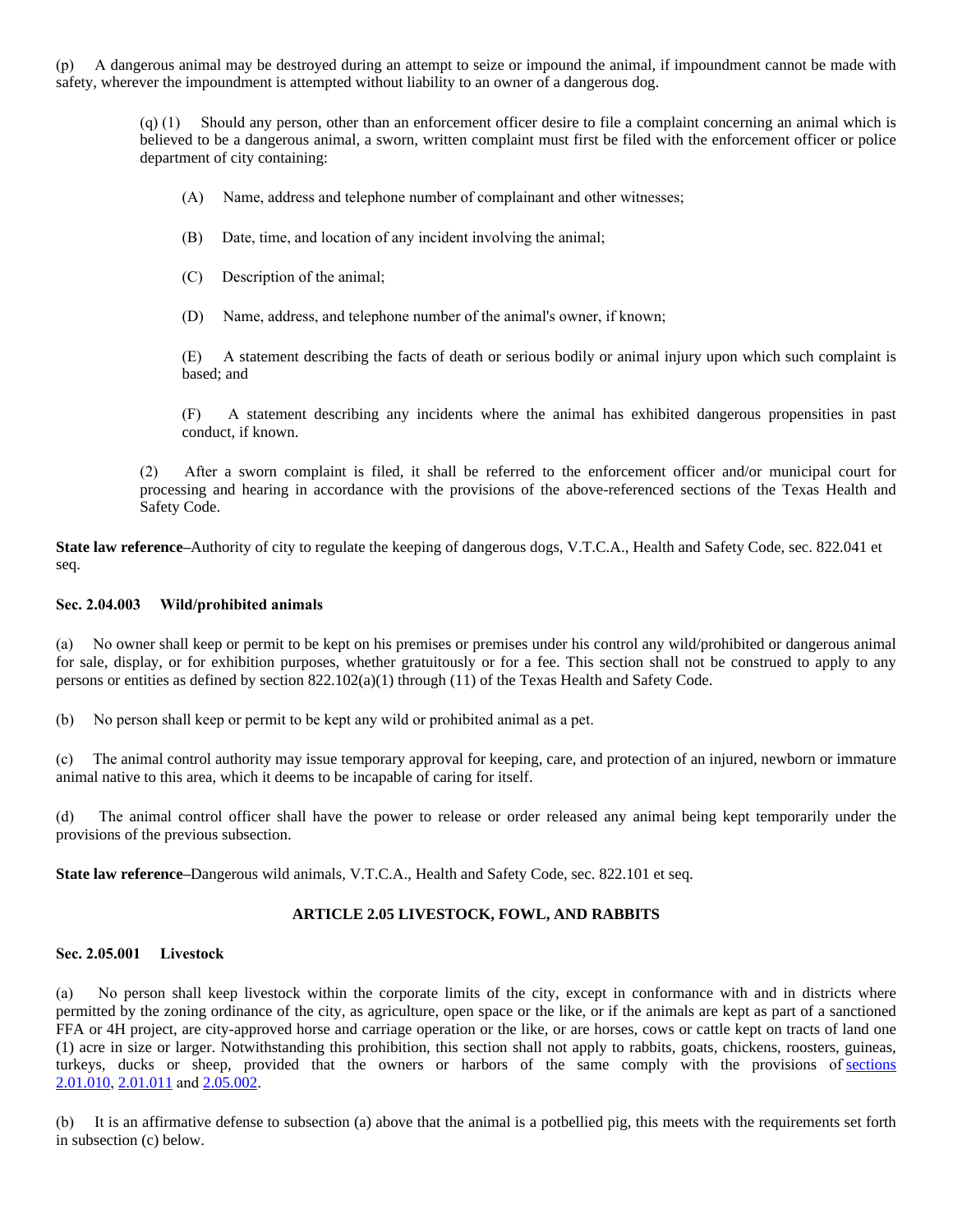(p) A dangerous animal may be destroyed during an attempt to seize or impound the animal, if impoundment cannot be made with safety, wherever the impoundment is attempted without liability to an owner of a dangerous dog.

(q) (1) Should any person, other than an enforcement officer desire to file a complaint concerning an animal which is believed to be a dangerous animal, a sworn, written complaint must first be filed with the enforcement officer or police department of city containing:

(A) Name, address and telephone number of complainant and other witnesses;

(B) Date, time, and location of any incident involving the animal;

(C) Description of the animal;

(D) Name, address, and telephone number of the animal's owner, if known;

(E) A statement describing the facts of death or serious bodily or animal injury upon which such complaint is based; and

(F) A statement describing any incidents where the animal has exhibited dangerous propensities in past conduct, if known.

(2) After a sworn complaint is filed, it shall be referred to the enforcement officer and/or municipal court for processing and hearing in accordance with the provisions of the above-referenced sections of the Texas Health and Safety Code.

**State law reference**–Authority of city to regulate the keeping of dangerous dogs, V.T.C.A., Health and Safety Code, sec. 822.041 et seq.

**Sec. 2.04.003 Wild/prohibited animals**

(a) No owner shall keep or permit to be kept on his premises or premises under his control any wild/prohibited or dangerous animal for sale, display, or for exhibition purposes, whether gratuitously or for a fee. This section shall not be construed to apply to any persons or entities as defined by section 822.102(a)(1) through (11) of the Texas Health and Safety Code.

(b) No person shall keep or permit to be kept any wild or prohibited animal as a pet.

(c) The animal control authority may issue temporary approval for keeping, care, and protection of an injured, newborn or immature animal native to this area, which it deems to be incapable of caring for itself.

(d) The animal control officer shall have the power to release or order released any animal being kept temporarily under the provisions of the previous subsection.

**State law reference**–Dangerous wild animals, V.T.C.A., Health and Safety Code, sec. 822.101 et seq.

## ARTICLE 2.05 LIVESTOCK, FOWL, AND RABBITS

**Sec. 2.05.001 Livestock**

(a) No person shall keep livestock within the corporate limits of the city, except in conformance with and in districts where permitted by the zoning ordinance of the city, as agriculture, open space or the like, or if the animals are kept as part of a sanctioned FFA or 4H project, are city-approved horse and carriage operation or the like, or are horses, cows or cattle kept on tracts of land one (1) acre in size or larger. Notwithstanding this prohibition, this section shall not apply to rabbits, goats, chickens, roosters, guineas, turkeys, ducks or sheep, provided that the owners or harbors of the same comply with the provisions of sections 2.01.010, 2.01.011 and 2.05.002.

(b) It is an affirmative defense to subsection (a) above that the animal is a potbellied pig, this meets with the requirements set forth in subsection (c) below.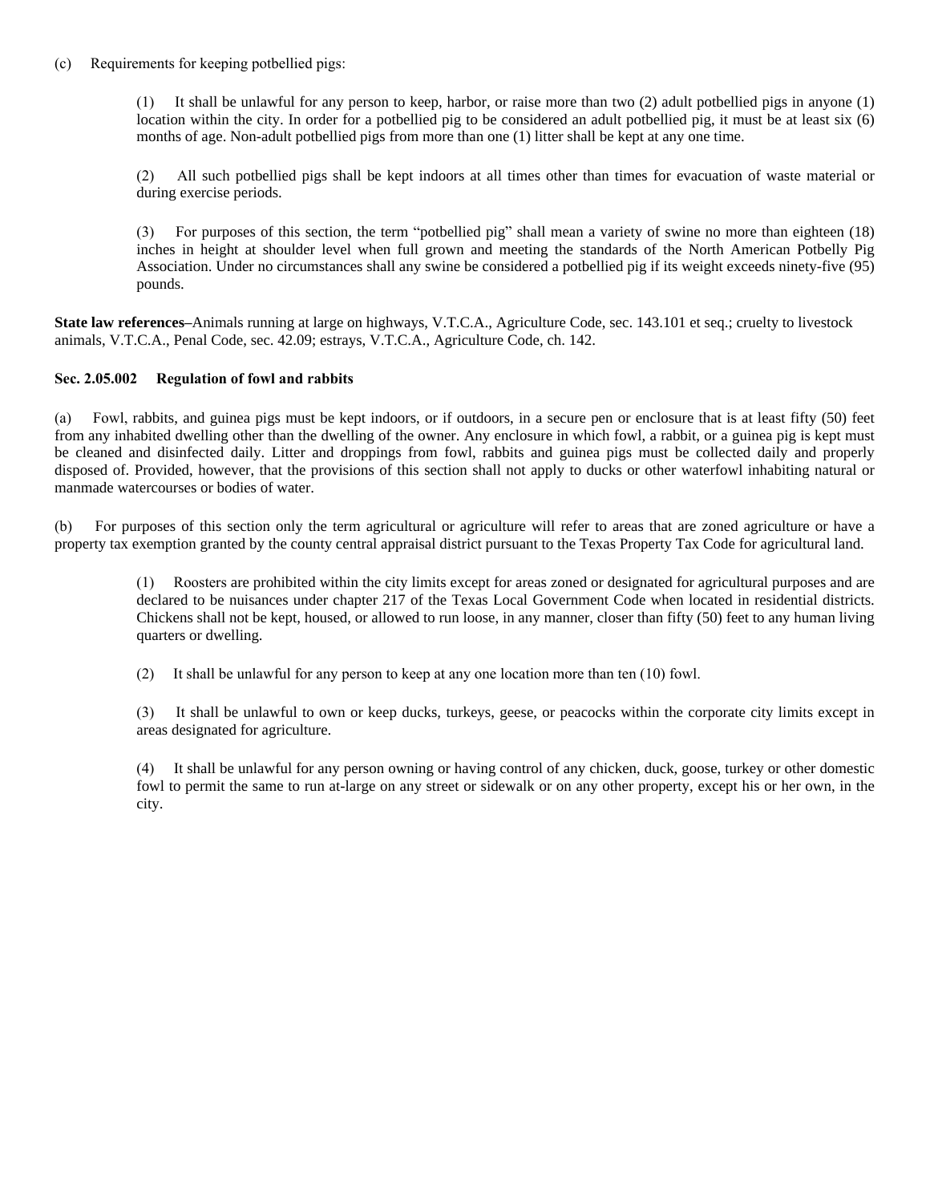(c) Requirements for keeping potbellied pigs:

> (1) It shall be unlawful for any person to keep, harbor, or raise more than two (2) adult potbellied pigs in anyone (1) location within the city. In order for a potbellied pig to be considered an adult potbellied pig, it must be at least six (6) months of age. Non-adult potbellied pigs from more than one (1) litter shall be kept at any one time.
>
> (2) All such potbellied pigs shall be kept indoors at all times other than times for evacuation of waste material or during exercise periods.
>
> (3) For purposes of this section, the term "potbellied pig" shall mean a variety of swine no more than eighteen (18) inches in height at shoulder level when full grown and meeting the standards of the North American Potbelly Pig Association. Under no circumstances shall any swine be considered a potbellied pig if its weight exceeds ninety-five (95) pounds.

**State law references**–Animals running at large on highways, V.T.C.A., Agriculture Code, sec. 143.101 et seq.; cruelty to livestock animals, V.T.C.A., Penal Code, sec. 42.09; estrays, V.T.C.A., Agriculture Code, ch. 142.

**Sec. 2.05.002 Regulation of fowl and rabbits**

(a) Fowl, rabbits, and guinea pigs must be kept indoors, or if outdoors, in a secure pen or enclosure that is at least fifty (50) feet from any inhabited dwelling other than the dwelling of the owner. Any enclosure in which fowl, a rabbit, or a guinea pig is kept must be cleaned and disinfected daily. Litter and droppings from fowl, rabbits and guinea pigs must be collected daily and properly disposed of. Provided, however, that the provisions of this section shall not apply to ducks or other waterfowl inhabiting natural or manmade watercourses or bodies of water.

(b) For purposes of this section only the term agricultural or agriculture will refer to areas that are zoned agriculture or have a property tax exemption granted by the county central appraisal district pursuant to the Texas Property Tax Code for agricultural land.

> (1) Roosters are prohibited within the city limits except for areas zoned or designated for agricultural purposes and are declared to be nuisances under chapter 217 of the Texas Local Government Code when located in residential districts. Chickens shall not be kept, housed, or allowed to run loose, in any manner, closer than fifty (50) feet to any human living quarters or dwelling.
>
> (2) It shall be unlawful for any person to keep at any one location more than ten (10) fowl.
>
> (3) It shall be unlawful to own or keep ducks, turkeys, geese, or peacocks within the corporate city limits except in areas designated for agriculture.
>
> (4) It shall be unlawful for any person owning or having control of any chicken, duck, goose, turkey or other domestic fowl to permit the same to run at-large on any street or sidewalk or on any other property, except his or her own, in the city.